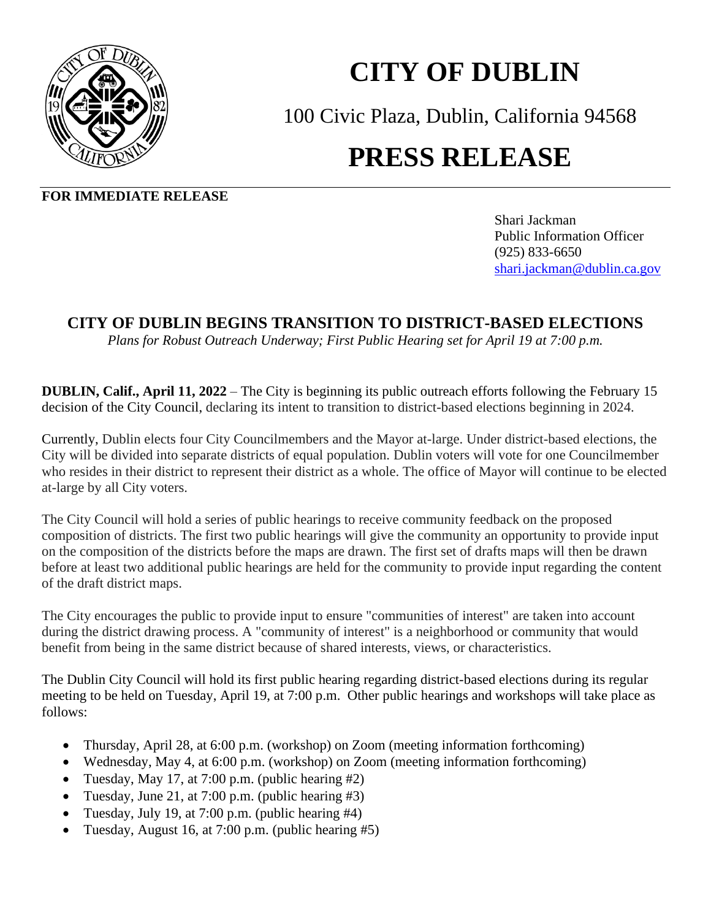# CITY OF DUBLIN

100 Civic Plaza, Dublin, California 94568

# PRESS RELEASE

**FOR IMMEDIATE RELEASE**

Shari Jackman
Public Information Officer
(925) 833-6650
shari.jackman@dublin.ca.gov

## CITY OF DUBLIN BEGINS TRANSITION TO DISTRICT-BASED ELECTIONS

*Plans for Robust Outreach Underway; First Public Hearing set for April 19 at 7:00 p.m.*

**DUBLIN, Calif., April 11, 2022** – The City is beginning its public outreach efforts following the February 15 decision of the City Council, declaring its intent to transition to district-based elections beginning in 2024.

Currently, Dublin elects four City Councilmembers and the Mayor at-large. Under district-based elections, the City will be divided into separate districts of equal population. Dublin voters will vote for one Councilmember who resides in their district to represent their district as a whole. The office of Mayor will continue to be elected at-large by all City voters.

The City Council will hold a series of public hearings to receive community feedback on the proposed composition of districts. The first two public hearings will give the community an opportunity to provide input on the composition of the districts before the maps are drawn. The first set of drafts maps will then be drawn before at least two additional public hearings are held for the community to provide input regarding the content of the draft district maps.

The City encourages the public to provide input to ensure "communities of interest" are taken into account during the district drawing process. A "community of interest" is a neighborhood or community that would benefit from being in the same district because of shared interests, views, or characteristics.

The Dublin City Council will hold its first public hearing regarding district-based elections during its regular meeting to be held on Tuesday, April 19, at 7:00 p.m. Other public hearings and workshops will take place as follows:

- Thursday, April 28, at 6:00 p.m. (workshop) on Zoom (meeting information forthcoming)
- Wednesday, May 4, at 6:00 p.m. (workshop) on Zoom (meeting information forthcoming)
- Tuesday, May 17, at 7:00 p.m. (public hearing #2)
- Tuesday, June 21, at 7:00 p.m. (public hearing #3)
- Tuesday, July 19, at 7:00 p.m. (public hearing #4)
- Tuesday, August 16, at 7:00 p.m. (public hearing #5)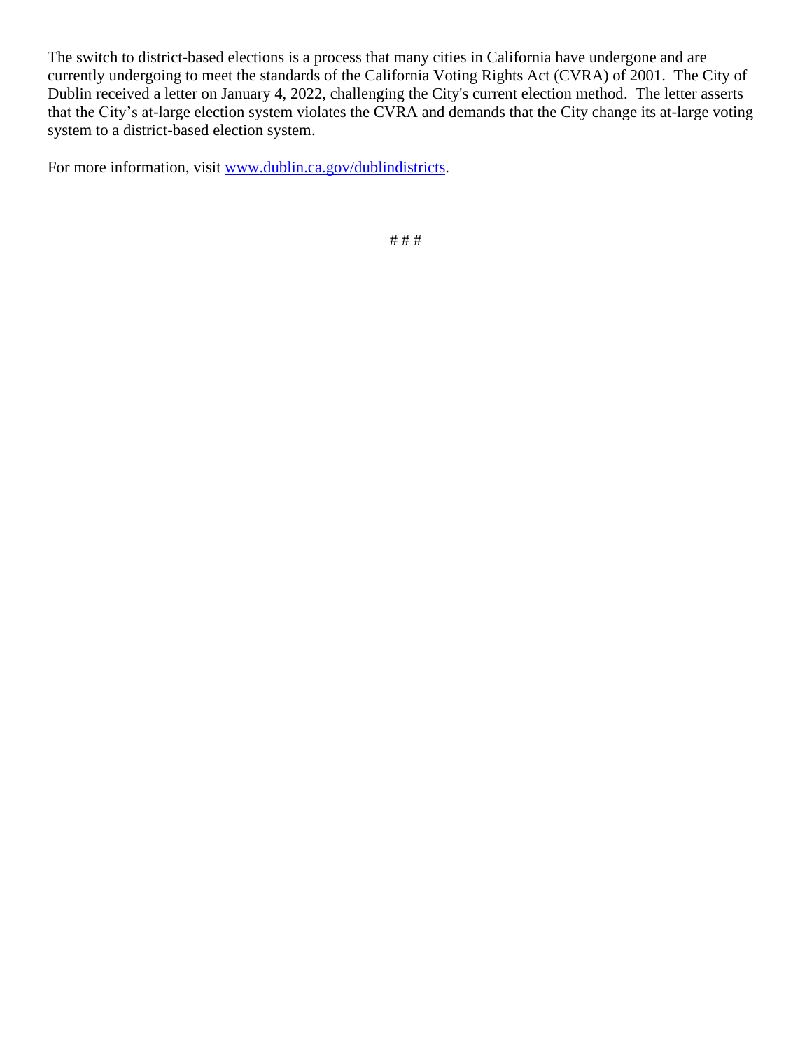The switch to district-based elections is a process that many cities in California have undergone and are currently undergoing to meet the standards of the California Voting Rights Act (CVRA) of 2001. The City of Dublin received a letter on January 4, 2022, challenging the City's current election method. The letter asserts that the City's at-large election system violates the CVRA and demands that the City change its at-large voting system to a district-based election system.

For more information, visit [www.dublin.ca.gov/dublindistricts](http://www.dublin.ca.gov/dublindistricts).

# # #